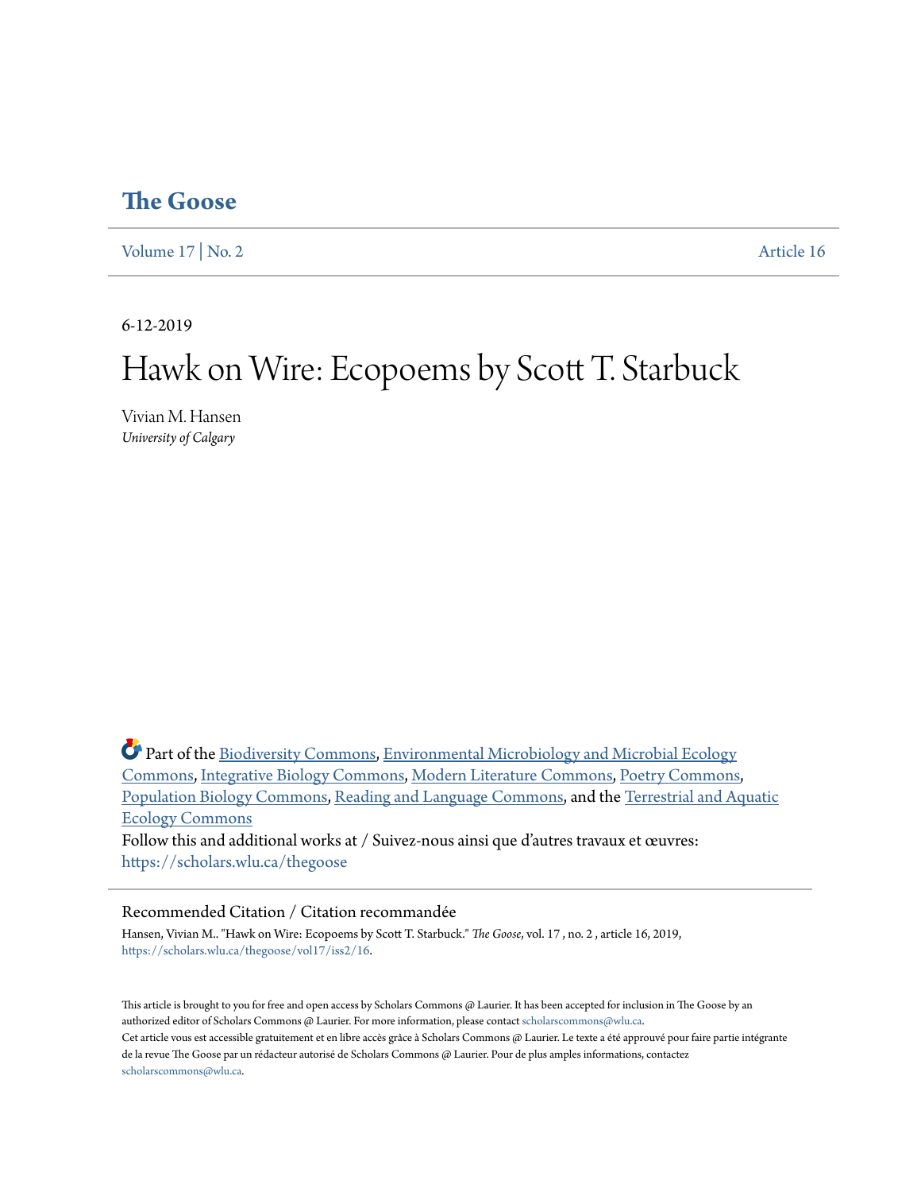# The Goose

Volume 17 | No. 2 Article 16

6-12-2019

# Hawk on Wire: Ecopoems by Scott T. Starbuck

Vivian M. Hansen
*University of Calgary*

Part of the Biodiversity Commons, Environmental Microbiology and Microbial Ecology Commons, Integrative Biology Commons, Modern Literature Commons, Poetry Commons, Population Biology Commons, Reading and Language Commons, and the Terrestrial and Aquatic Ecology Commons

Follow this and additional works at / Suivez-nous ainsi que d'autres travaux et œuvres: https://scholars.wlu.ca/thegoose

## Recommended Citation / Citation recommandée

Hansen, Vivian M.. "Hawk on Wire: Ecopoems by Scott T. Starbuck." *The Goose*, vol. 17 , no. 2 , article 16, 2019, https://scholars.wlu.ca/thegoose/vol17/iss2/16.

This article is brought to you for free and open access by Scholars Commons @ Laurier. It has been accepted for inclusion in The Goose by an authorized editor of Scholars Commons @ Laurier. For more information, please contact scholarscommons@wlu.ca.
Cet article vous est accessible gratuitement et en libre accès grâce à Scholars Commons @ Laurier. Le texte a été approuvé pour faire partie intégrante de la revue The Goose par un rédacteur autorisé de Scholars Commons @ Laurier. Pour de plus amples informations, contactez scholarscommons@wlu.ca.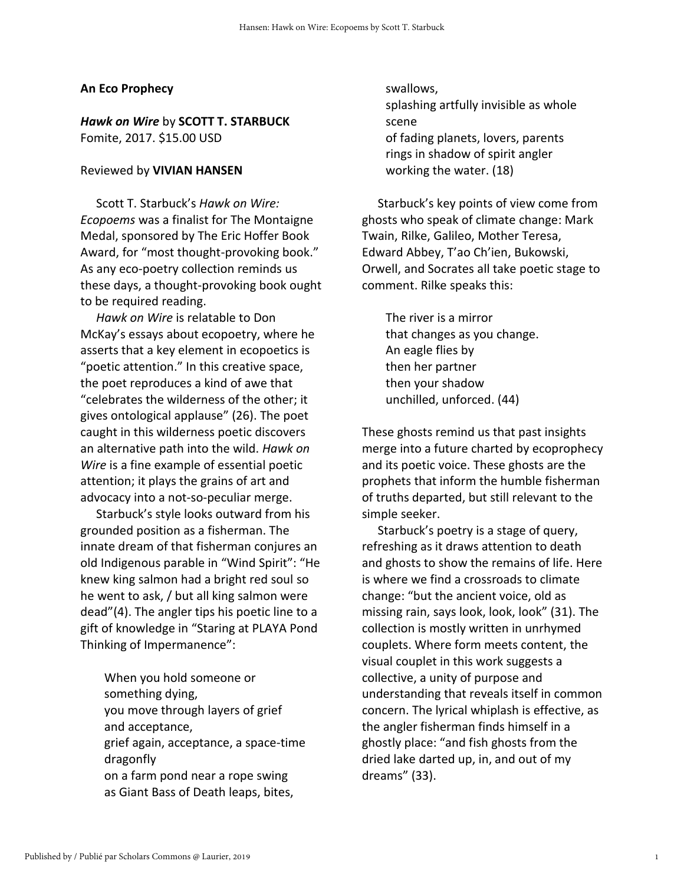**An Eco Prophecy**

***Hawk on Wire*** by **SCOTT T. STARBUCK**
Fomite, 2017. $15.00 USD

Reviewed by **VIVIAN HANSEN**

Scott T. Starbuck's *Hawk on Wire: Ecopoems* was a finalist for The Montaigne Medal, sponsored by The Eric Hoffer Book Award, for "most thought-provoking book." As any eco-poetry collection reminds us these days, a thought-provoking book ought to be required reading.

*Hawk on Wire* is relatable to Don McKay's essays about ecopoetry, where he asserts that a key element in ecopoetics is "poetic attention." In this creative space, the poet reproduces a kind of awe that "celebrates the wilderness of the other; it gives ontological applause" (26). The poet caught in this wilderness poetic discovers an alternative path into the wild. *Hawk on Wire* is a fine example of essential poetic attention; it plays the grains of art and advocacy into a not-so-peculiar merge.

Starbuck's style looks outward from his grounded position as a fisherman. The innate dream of that fisherman conjures an old Indigenous parable in "Wind Spirit": "He knew king salmon had a bright red soul so he went to ask, / but all king salmon were dead"(4). The angler tips his poetic line to a gift of knowledge in "Staring at PLAYA Pond Thinking of Impermanence":

> When you hold someone or
> something dying,
> you move through layers of grief
> and acceptance,
> grief again, acceptance, a space-time
> dragonfly
> on a farm pond near a rope swing
> as Giant Bass of Death leaps, bites,
> swallows,
> splashing artfully invisible as whole
> scene
> of fading planets, lovers, parents
> rings in shadow of spirit angler
> working the water. (18)

Starbuck's key points of view come from ghosts who speak of climate change: Mark Twain, Rilke, Galileo, Mother Teresa, Edward Abbey, T'ao Ch'ien, Bukowski, Orwell, and Socrates all take poetic stage to comment. Rilke speaks this:

> The river is a mirror
> that changes as you change.
> An eagle flies by
> then her partner
> then your shadow
> unchilled, unforced. (44)

These ghosts remind us that past insights merge into a future charted by ecoprophecy and its poetic voice. These ghosts are the prophets that inform the humble fisherman of truths departed, but still relevant to the simple seeker.

Starbuck's poetry is a stage of query, refreshing as it draws attention to death and ghosts to show the remains of life. Here is where we find a crossroads to climate change: "but the ancient voice, old as missing rain, says look, look, look" (31). The collection is mostly written in unrhymed couplets. Where form meets content, the visual couplet in this work suggests a collective, a unity of purpose and understanding that reveals itself in common concern. The lyrical whiplash is effective, as the angler fisherman finds himself in a ghostly place: "and fish ghosts from the dried lake darted up, in, and out of my dreams" (33).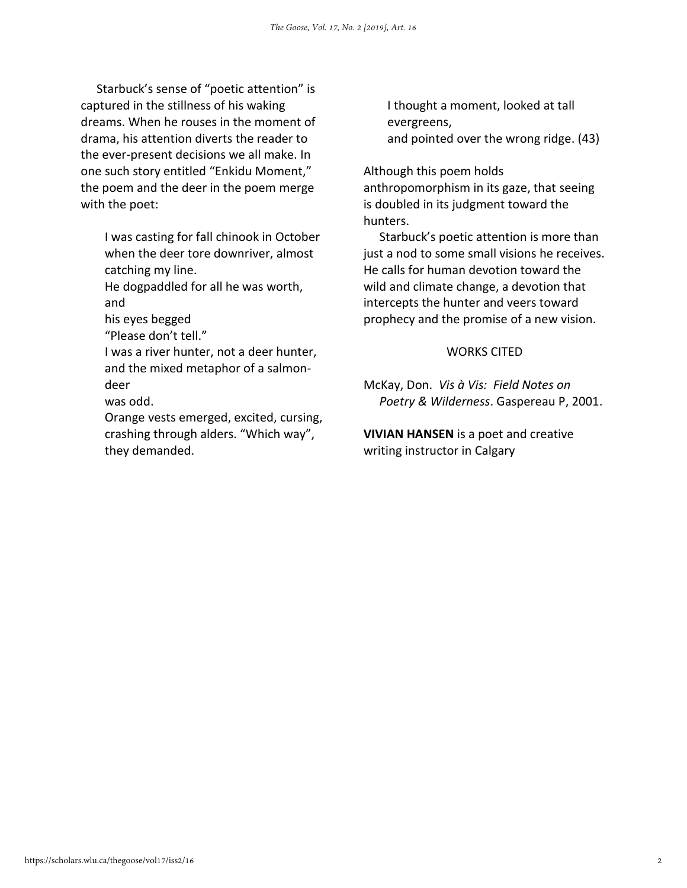Starbuck's sense of "poetic attention" is captured in the stillness of his waking dreams. When he rouses in the moment of drama, his attention diverts the reader to the ever-present decisions we all make. In one such story entitled "Enkidu Moment," the poem and the deer in the poem merge with the poet:

> I was casting for fall chinook in October when the deer tore downriver, almost catching my line.  
> He dogpaddled for all he was worth, and  
> his eyes begged  
> "Please don't tell."  
> I was a river hunter, not a deer hunter, and the mixed metaphor of a salmon-deer  
> was odd.  
> Orange vests emerged, excited, cursing, crashing through alders. "Which way", they demanded.  
> I thought a moment, looked at tall evergreens,  
> and pointed over the wrong ridge. (43)

Although this poem holds anthropomorphism in its gaze, that seeing is doubled in its judgment toward the hunters.

Starbuck's poetic attention is more than just a nod to some small visions he receives. He calls for human devotion toward the wild and climate change, a devotion that intercepts the hunter and veers toward prophecy and the promise of a new vision.

## WORKS CITED

McKay, Don. *Vis à Vis: Field Notes on Poetry & Wilderness*. Gaspereau P, 2001.

**VIVIAN HANSEN** is a poet and creative writing instructor in Calgary